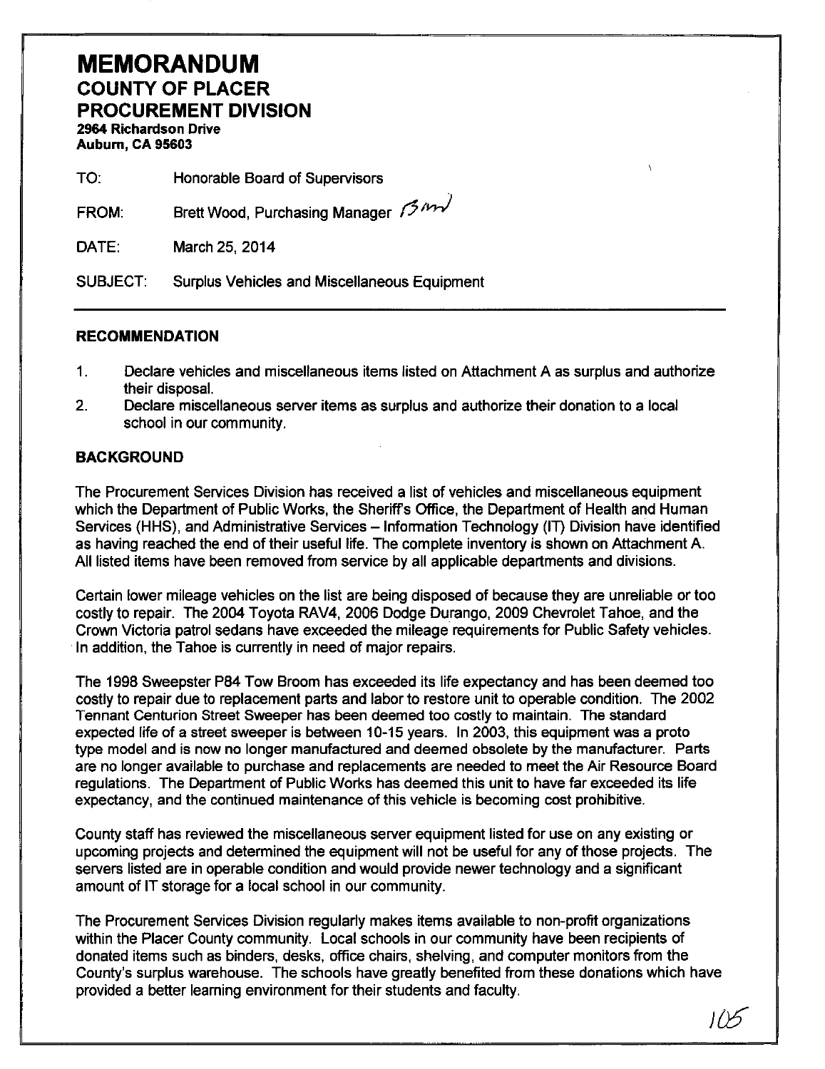# MEMORANDUM
## COUNTY OF PLACER
## PROCUREMENT DIVISION

**2964 Richardson Drive**
**Auburn, CA 95603**

TO: Honorable Board of Supervisors

FROM: Brett Wood, Purchasing Manager

DATE: March 25, 2014

SUBJECT: Surplus Vehicles and Miscellaneous Equipment

---

### RECOMMENDATION

1. Declare vehicles and miscellaneous items listed on Attachment A as surplus and authorize their disposal.
2. Declare miscellaneous server items as surplus and authorize their donation to a local school in our community.

### BACKGROUND

The Procurement Services Division has received a list of vehicles and miscellaneous equipment which the Department of Public Works, the Sheriff's Office, the Department of Health and Human Services (HHS), and Administrative Services – Information Technology (IT) Division have identified as having reached the end of their useful life. The complete inventory is shown on Attachment A. All listed items have been removed from service by all applicable departments and divisions.

Certain lower mileage vehicles on the list are being disposed of because they are unreliable or too costly to repair. The 2004 Toyota RAV4, 2006 Dodge Durango, 2009 Chevrolet Tahoe, and the Crown Victoria patrol sedans have exceeded the mileage requirements for Public Safety vehicles. In addition, the Tahoe is currently in need of major repairs.

The 1998 Sweepster P84 Tow Broom has exceeded its life expectancy and has been deemed too costly to repair due to replacement parts and labor to restore unit to operable condition. The 2002 Tennant Centurion Street Sweeper has been deemed too costly to maintain. The standard expected life of a street sweeper is between 10-15 years. In 2003, this equipment was a proto type model and is now no longer manufactured and deemed obsolete by the manufacturer. Parts are no longer available to purchase and replacements are needed to meet the Air Resource Board regulations. The Department of Public Works has deemed this unit to have far exceeded its life expectancy, and the continued maintenance of this vehicle is becoming cost prohibitive.

County staff has reviewed the miscellaneous server equipment listed for use on any existing or upcoming projects and determined the equipment will not be useful for any of those projects. The servers listed are in operable condition and would provide newer technology and a significant amount of IT storage for a local school in our community.

The Procurement Services Division regularly makes items available to non-profit organizations within the Placer County community. Local schools in our community have been recipients of donated items such as binders, desks, office chairs, shelving, and computer monitors from the County's surplus warehouse. The schools have greatly benefited from these donations which have provided a better learning environment for their students and faculty.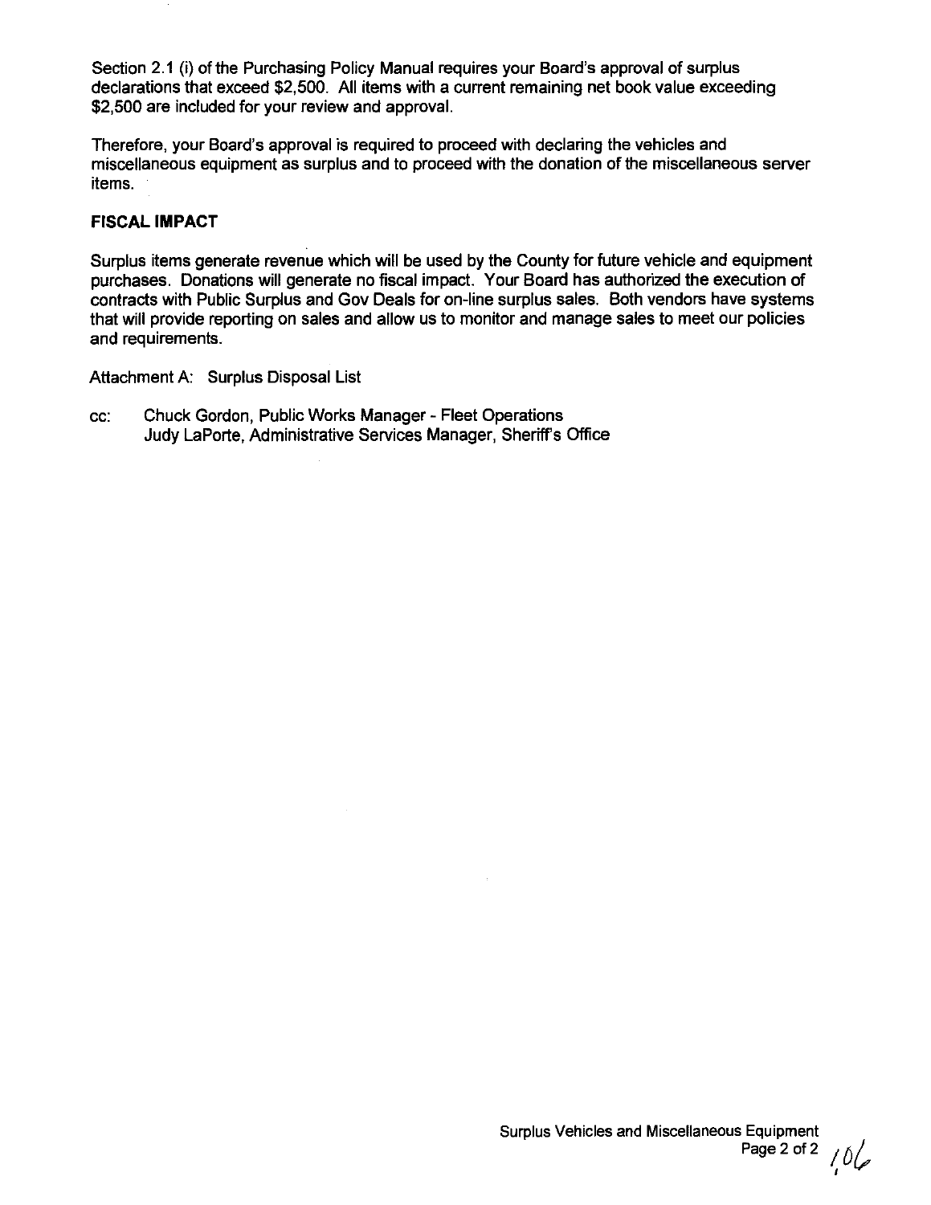Section 2.1 (i) of the Purchasing Policy Manual requires your Board's approval of surplus declarations that exceed $2,500. All items with a current remaining net book value exceeding $2,500 are included for your review and approval.

Therefore, your Board's approval is required to proceed with declaring the vehicles and miscellaneous equipment as surplus and to proceed with the donation of the miscellaneous server items.

**FISCAL IMPACT**

Surplus items generate revenue which will be used by the County for future vehicle and equipment purchases. Donations will generate no fiscal impact. Your Board has authorized the execution of contracts with Public Surplus and Gov Deals for on-line surplus sales. Both vendors have systems that will provide reporting on sales and allow us to monitor and manage sales to meet our policies and requirements.

Attachment A: Surplus Disposal List

cc: Chuck Gordon, Public Works Manager - Fleet Operations
Judy LaPorte, Administrative Services Manager, Sheriff's Office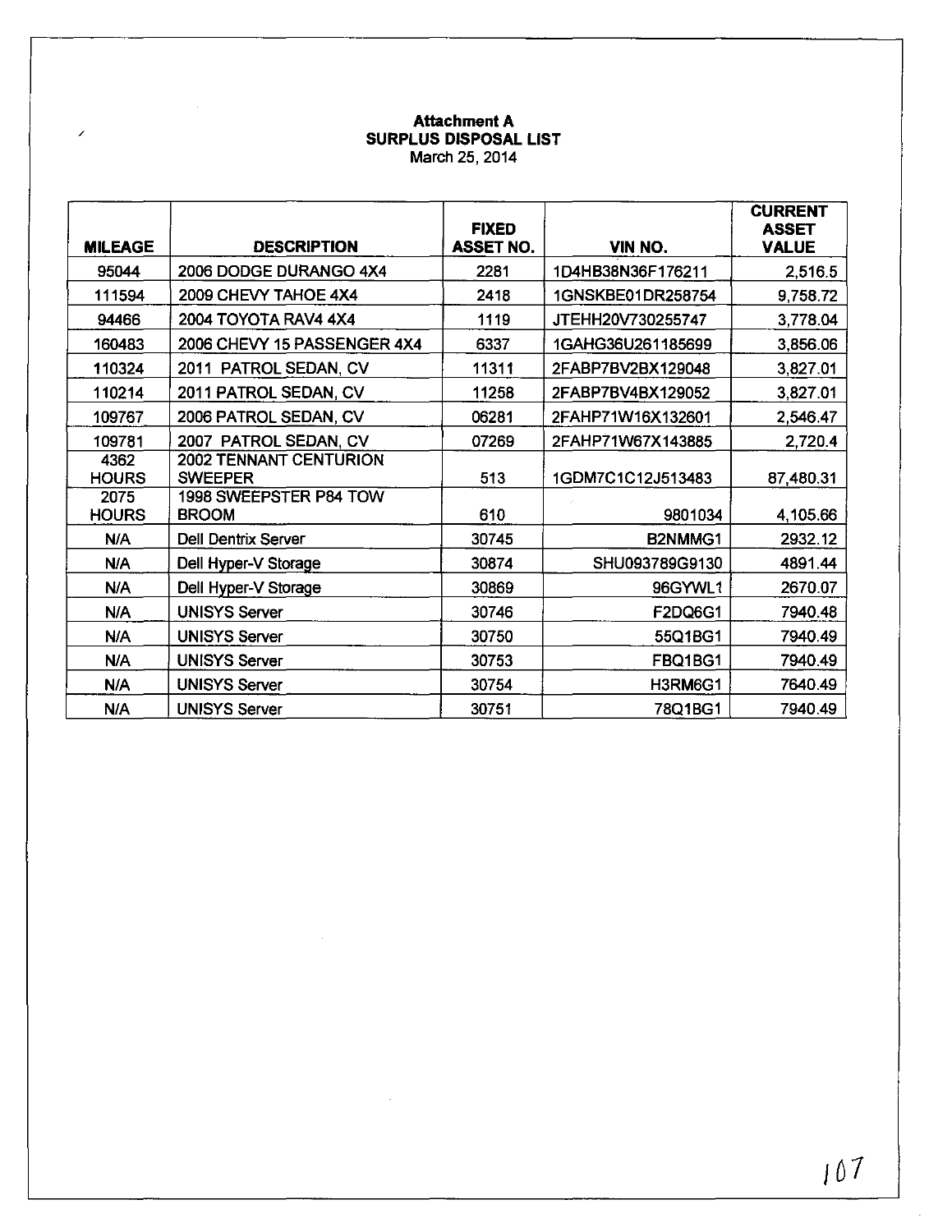**Attachment A**
**SURPLUS DISPOSAL LIST**
March 25, 2014

| MILEAGE | DESCRIPTION | FIXED ASSET NO. | VIN NO. | CURRENT ASSET VALUE |
|---|---|---|---|---|
| 95044 | 2006 DODGE DURANGO 4X4 | 2281 | 1D4HB38N36F176211 | 2,516.5 |
| 111594 | 2009 CHEVY TAHOE 4X4 | 2418 | 1GNSKBE01DR258754 | 9,758.72 |
| 94466 | 2004 TOYOTA RAV4 4X4 | 1119 | JTEHH20V730255747 | 3,778.04 |
| 160483 | 2006 CHEVY 15 PASSENGER 4X4 | 6337 | 1GAHG36U261185699 | 3,856.06 |
| 110324 | 2011 PATROL SEDAN, CV | 11311 | 2FABP7BV2BX129048 | 3,827.01 |
| 110214 | 2011 PATROL SEDAN, CV | 11258 | 2FABP7BV4BX129052 | 3,827.01 |
| 109767 | 2006 PATROL SEDAN, CV | 06281 | 2FAHP71W16X132601 | 2,546.47 |
| 109781 | 2007 PATROL SEDAN, CV | 07269 | 2FAHP71W67X143885 | 2,720.4 |
| 4362 HOURS | 2002 TENNANT CENTURION SWEEPER | 513 | 1GDM7C1C12J513483 | 87,480.31 |
| 2075 HOURS | 1998 SWEEPSTER P84 TOW BROOM | 610 | 9801034 | 4,105.66 |
| N/A | Dell Dentrix Server | 30745 | B2NMMG1 | 2932.12 |
| N/A | Dell Hyper-V Storage | 30874 | SHU093789G9130 | 4891.44 |
| N/A | Dell Hyper-V Storage | 30869 | 96GYWL1 | 2670.07 |
| N/A | UNISYS Server | 30746 | F2DQ6G1 | 7940.48 |
| N/A | UNISYS Server | 30750 | 55Q1BG1 | 7940.49 |
| N/A | UNISYS Server | 30753 | FBQ1BG1 | 7940.49 |
| N/A | UNISYS Server | 30754 | H3RM6G1 | 7640.49 |
| N/A | UNISYS Server | 30751 | 78Q1BG1 | 7940.49 |